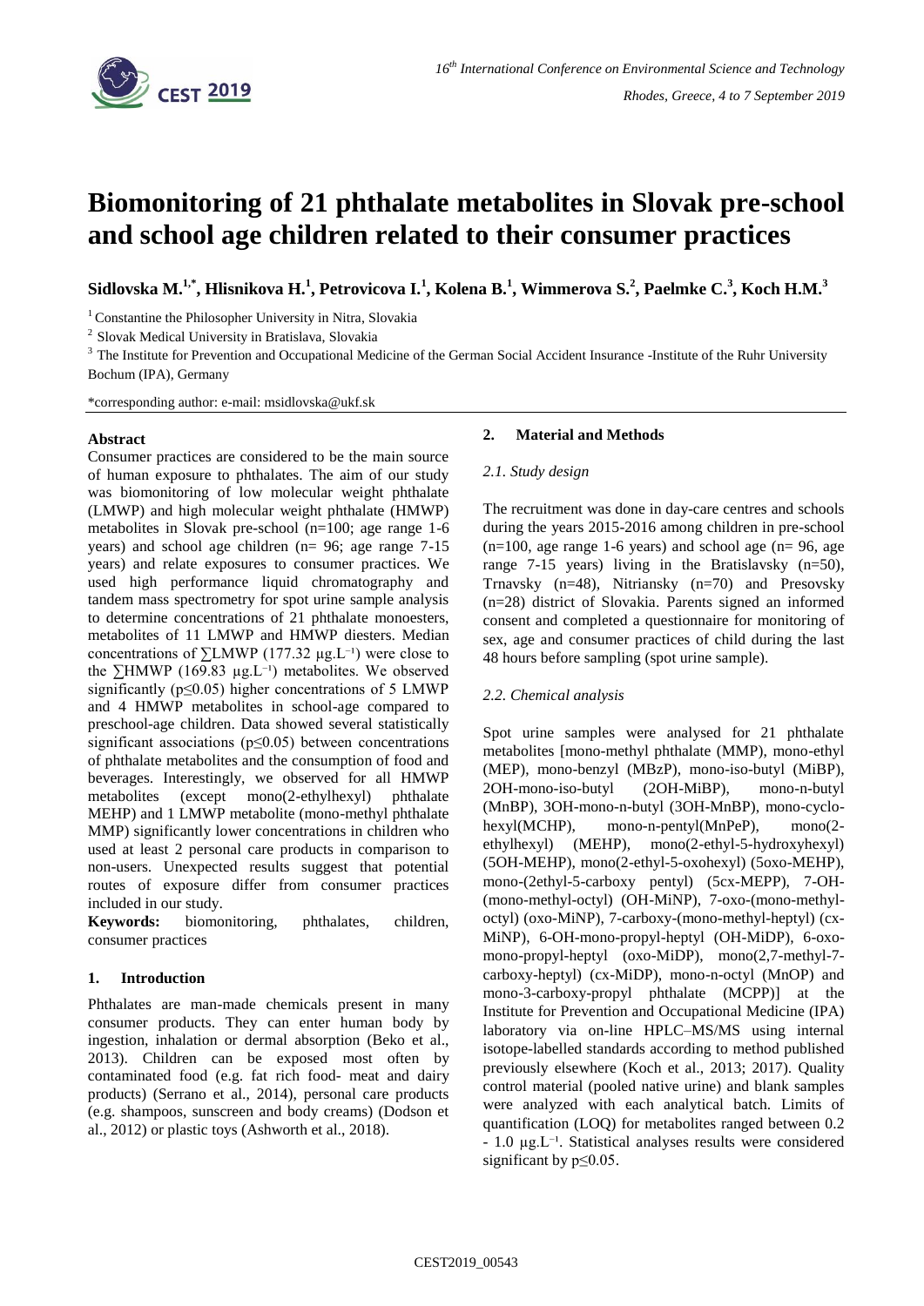# Biomonitoring of 21 phthalate metabolites in Slovak pre-school and school age children related to their consumer practices

**Sidlovska M.[1,*], Hlisnikova H.[1], Petrovicova I.[1], Kolena B.[1], Wimmerova S.[2], Paelmke C.[3], Koch H.M.[3]**

[1] Constantine the Philosopher University in Nitra, Slovakia

[2] Slovak Medical University in Bratislava, Slovakia

[3] The Institute for Prevention and Occupational Medicine of the German Social Accident Insurance -Institute of the Ruhr University Bochum (IPA), Germany

*corresponding author: e-mail: msidlovska@ukf.sk

## Abstract

Consumer practices are considered to be the main source of human exposure to phthalates. The aim of our study was biomonitoring of low molecular weight phthalate (LMWP) and high molecular weight phthalate (HMWP) metabolites in Slovak pre-school (n=100; age range 1-6 years) and school age children (n= 96; age range 7-15 years) and relate exposures to consumer practices. We used high performance liquid chromatography and tandem mass spectrometry for spot urine sample analysis to determine concentrations of 21 phthalate monoesters, metabolites of 11 LMWP and HMWP diesters. Median concentrations of ∑LMWP (177.32 µg.L$^{-1}$) were close to the ∑HMWP (169.83 µg.L$^{-1}$) metabolites. We observed significantly ($p \leq 0.05$) higher concentrations of 5 LMWP and 4 HMWP metabolites in school-age compared to preschool-age children. Data showed several statistically significant associations ($p \leq 0.05$) between concentrations of phthalate metabolites and the consumption of food and beverages. Interestingly, we observed for all HMWP metabolites (except mono(2-ethylhexyl) phthalate MEHP) and 1 LMWP metabolite (mono-methyl phthalate MMP) significantly lower concentrations in children who used at least 2 personal care products in comparison to non-users. Unexpected results suggest that potential routes of exposure differ from consumer practices included in our study.

**Keywords:** biomonitoring, phthalates, children, consumer practices

## 1. Introduction

Phthalates are man-made chemicals present in many consumer products. They can enter human body by ingestion, inhalation or dermal absorption (Beko et al., 2013). Children can be exposed most often by contaminated food (e.g. fat rich food- meat and dairy products) (Serrano et al., 2014), personal care products (e.g. shampoos, sunscreen and body creams) (Dodson et al., 2012) or plastic toys (Ashworth et al., 2018).

## 2. Material and Methods

### *2.1. Study design*

The recruitment was done in day-care centres and schools during the years 2015-2016 among children in pre-school (n=100, age range 1-6 years) and school age (n= 96, age range 7-15 years) living in the Bratislavsky (n=50), Trnavsky (n=48), Nitriansky (n=70) and Presovsky (n=28) district of Slovakia. Parents signed an informed consent and completed a questionnaire for monitoring of sex, age and consumer practices of child during the last 48 hours before sampling (spot urine sample).

### *2.2. Chemical analysis*

Spot urine samples were analysed for 21 phthalate metabolites [mono-methyl phthalate (MMP), mono-ethyl (MEP), mono-benzyl (MBzP), mono-iso-butyl (MiBP), 2OH-mono-iso-butyl (2OH-MiBP), mono-n-butyl (MnBP), 3OH-mono-n-butyl (3OH-MnBP), mono-cyclo-hexyl(MCHP), mono-n-pentyl(MnPeP), mono(2-ethylhexyl) (MEHP), mono(2-ethyl-5-hydroxyhexyl) (5OH-MEHP), mono(2-ethyl-5-oxohexyl) (5oxo-MEHP), mono-(2ethyl-5-carboxy pentyl) (5cx-MEPP), 7-OH-(mono-methyl-octyl) (OH-MiNP), 7-oxo-(mono-methyl-octyl) (oxo-MiNP), 7-carboxy-(mono-methyl-heptyl) (cx-MiNP), 6-OH-mono-propyl-heptyl (OH-MiDP), 6-oxo-mono-propyl-heptyl (oxo-MiDP), mono(2,7-methyl-7-carboxy-heptyl) (cx-MiDP), mono-n-octyl (MnOP) and mono-3-carboxy-propyl phthalate (MCPP)] at the Institute for Prevention and Occupational Medicine (IPA) laboratory via on-line HPLC–MS/MS using internal isotope-labelled standards according to method published previously elsewhere (Koch et al., 2013; 2017). Quality control material (pooled native urine) and blank samples were analyzed with each analytical batch. Limits of quantification (LOQ) for metabolites ranged between 0.2 - 1.0 µg.L$^{-1}$. Statistical analyses results were considered significant by $p \leq 0.05$.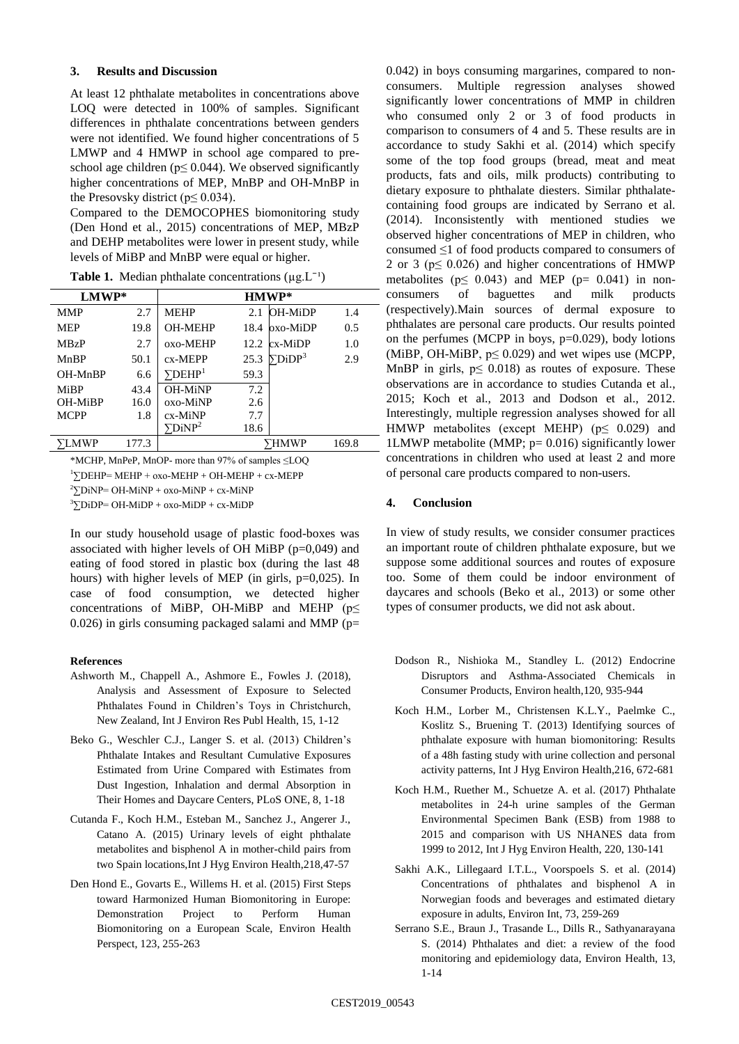## 3. Results and Discussion

At least 12 phthalate metabolites in concentrations above LOQ were detected in 100% of samples. Significant differences in phthalate concentrations between genders were not identified. We found higher concentrations of 5 LMWP and 4 HMWP in school age compared to pre-school age children ($p \leq 0.044$). We observed significantly higher concentrations of MEP, MnBP and OH-MnBP in the Presovsky district ($p \leq 0.034$).

Compared to the DEMOCOPHES biomonitoring study (Den Hond et al., 2015) concentrations of MEP, MBzP and DEHP metabolites were lower in present study, while levels of MiBP and MnBP were equal or higher.

**Table 1.** Median phthalate concentrations ($\mu g.L^{-1}$)

| LMWP* | | HMWP* | | | |
|---|---|---|---|---|---|
| MMP | 2.7 | MEHP | 2.1 | OH-MiDP | 1.4 |
| MEP | 19.8 | OH-MEHP | 18.4 | oxo-MiDP | 0.5 |
| MBzP | 2.7 | oxo-MEHP | 12.2 | cx-MiDP | 1.0 |
| MnBP | 50.1 | cx-MEPP | 25.3 | ∑DiDP[3] | 2.9 |
| OH-MnBP | 6.6 | ∑DEHP[1] | 59.3 | | |
| MiBP | 43.4 | OH-MiNP | 7.2 | | |
| OH-MiBP | 16.0 | oxo-MiNP | 2.6 | | |
| MCPP | 1.8 | cx-MiNP | 7.7 | | |
| | | ∑DiNP[2] | 18.6 | | |
| ∑LMWP | 177.3 | | | ∑HMWP | 169.8 |

*MCHP, MnPeP, MnOP- more than 97% of samples ≤LOQ

[1]∑DEHP= MEHP + oxo-MEHP + OH-MEHP + cx-MEPP

[2]∑DiNP= OH-MiNP + oxo-MiNP + cx-MiNP

[3]∑DiDP= OH-MiDP + oxo-MiDP + cx-MiDP

In our study household usage of plastic food-boxes was associated with higher levels of OH MiBP ($p=0,049$) and eating of food stored in plastic box (during the last 48 hours) with higher levels of MEP (in girls, $p=0,025$). In case of food consumption, we detected higher concentrations of MiBP, OH-MiBP and MEHP ($p \leq 0.026$) in girls consuming packaged salami and MMP ($p= 0.042$) in boys consuming margarines, compared to non-consumers. Multiple regression analyses showed significantly lower concentrations of MMP in children who consumed only 2 or 3 of food products in comparison to consumers of 4 and 5. These results are in accordance to study Sakhi et al. (2014) which specify some of the top food groups (bread, meat and meat products, fats and oils, milk products) contributing to dietary exposure to phthalate diesters. Similar phthalate-containing food groups are indicated by Serrano et al. (2014). Inconsistently with mentioned studies we observed higher concentrations of MEP in children, who consumed ≤1 of food products compared to consumers of 2 or 3 ($p \leq 0.026$) and higher concentrations of HMWP metabolites ($p \leq 0.043$) and MEP ($p= 0.041$) in non-consumers of baguettes and milk products (respectively).Main sources of dermal exposure to phthalates are personal care products. Our results pointed on the perfumes (MCPP in boys, $p=0.029$), body lotions (MiBP, OH-MiBP, $p \leq 0.029$) and wet wipes use (MCPP, MnBP in girls, $p \leq 0.018$) as routes of exposure. These observations are in accordance to studies Cutanda et al., 2015; Koch et al., 2013 and Dodson et al., 2012. Interestingly, multiple regression analyses showed for all HMWP metabolites (except MEHP) ($p \leq 0.029$) and 1LMWP metabolite (MMP; $p= 0.016$) significantly lower concentrations in children who used at least 2 and more of personal care products compared to non-users.

## 4. Conclusion

In view of study results, we consider consumer practices an important route of children phthalate exposure, but we suppose some additional sources and routes of exposure too. Some of them could be indoor environment of daycares and schools (Beko et al., 2013) or some other types of consumer products, we did not ask about.

### References

Ashworth M., Chappell A., Ashmore E., Fowles J. (2018), Analysis and Assessment of Exposure to Selected Phthalates Found in Children's Toys in Christchurch, New Zealand, Int J Environ Res Publ Health, 15, 1-12

Beko G., Weschler C.J., Langer S. et al. (2013) Children's Phthalate Intakes and Resultant Cumulative Exposures Estimated from Urine Compared with Estimates from Dust Ingestion, Inhalation and dermal Absorption in Their Homes and Daycare Centers, PLoS ONE, 8, 1-18

Cutanda F., Koch H.M., Esteban M., Sanchez J., Angerer J., Catano A. (2015) Urinary levels of eight phthalate metabolites and bisphenol A in mother-child pairs from two Spain locations,Int J Hyg Environ Health,218,47-57

Den Hond E., Govarts E., Willems H. et al. (2015) First Steps toward Harmonized Human Biomonitoring in Europe: Demonstration Project to Perform Human Biomonitoring on a European Scale, Environ Health Perspect, 123, 255-263

Dodson R., Nishioka M., Standley L. (2012) Endocrine Disruptors and Asthma-Associated Chemicals in Consumer Products, Environ health,120, 935-944

Koch H.M., Lorber M., Christensen K.L.Y., Paelmke C., Koslitz S., Bruening T. (2013) Identifying sources of phthalate exposure with human biomonitoring: Results of a 48h fasting study with urine collection and personal activity patterns, Int J Hyg Environ Health,216, 672-681

Koch H.M., Ruether M., Schuetze A. et al. (2017) Phthalate metabolites in 24-h urine samples of the German Environmental Specimen Bank (ESB) from 1988 to 2015 and comparison with US NHANES data from 1999 to 2012, Int J Hyg Environ Health, 220, 130-141

Sakhi A.K., Lillegaard I.T.L., Voorspoels S. et al. (2014) Concentrations of phthalates and bisphenol A in Norwegian foods and beverages and estimated dietary exposure in adults, Environ Int, 73, 259-269

Serrano S.E., Braun J., Trasande L., Dills R., Sathyanarayana S. (2014) Phthalates and diet: a review of the food monitoring and epidemiology data, Environ Health, 13, 1-14